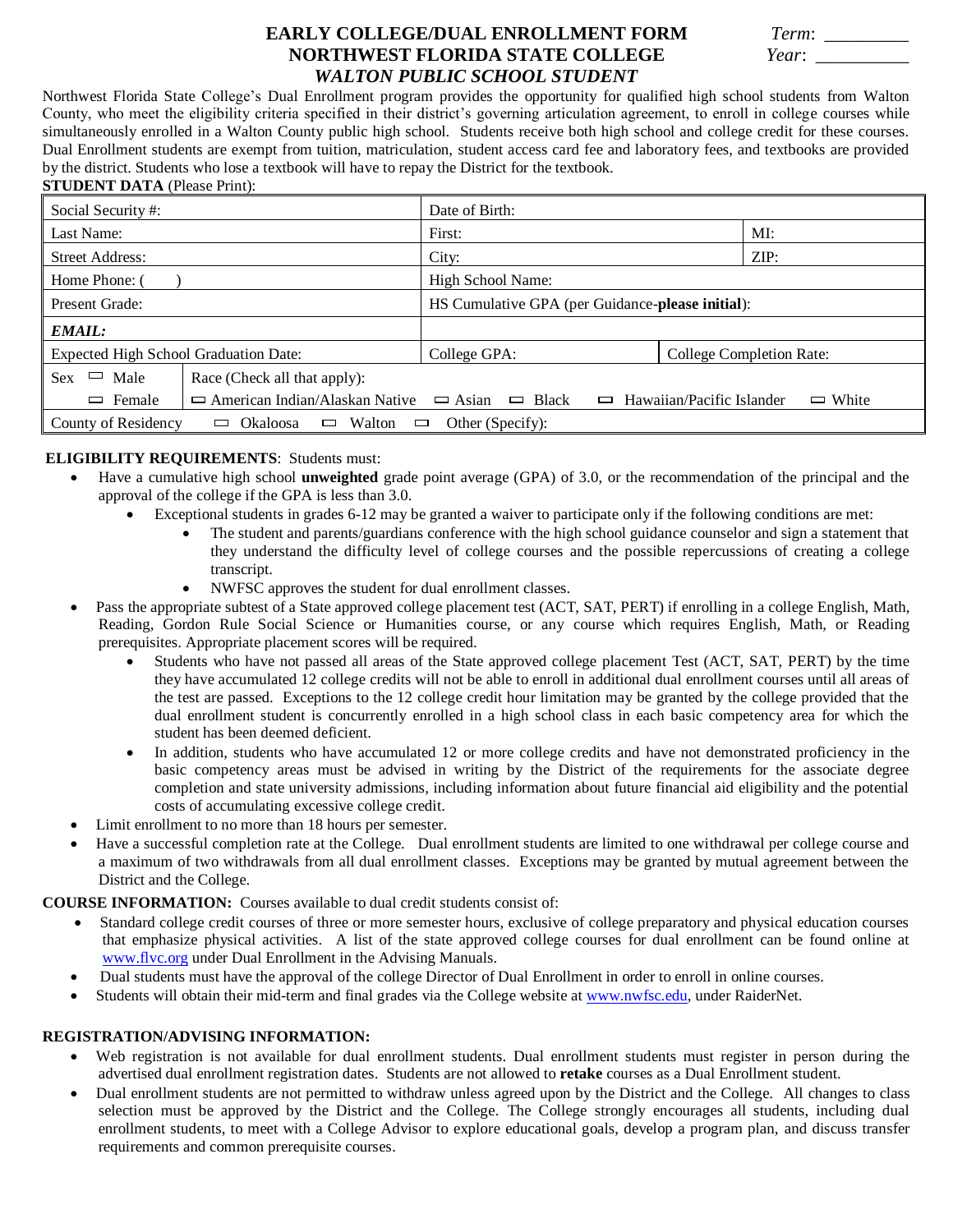# EARLY COLLEGE/DUAL ENROLLMENT FORM
## NORTHWEST FLORIDA STATE COLLEGE
### *WALTON PUBLIC SCHOOL STUDENT*

*Term*: _________
*Year*: __________

Northwest Florida State College's Dual Enrollment program provides the opportunity for qualified high school students from Walton County, who meet the eligibility criteria specified in their district's governing articulation agreement, to enroll in college courses while simultaneously enrolled in a Walton County public high school. Students receive both high school and college credit for these courses. Dual Enrollment students are exempt from tuition, matriculation, student access card fee and laboratory fees, and textbooks are provided by the district. Students who lose a textbook will have to repay the District for the textbook.

**STUDENT DATA** (Please Print):

| | | | |
|---|---|---|---|
| Social Security #: | Date of Birth: | | |
| Last Name: | First: | | MI: |
| Street Address: | City: | | ZIP: |
| Home Phone: (     ) | High School Name: | | |
| Present Grade: | HS Cumulative GPA (per Guidance-**please initial**): | | |
| ***EMAIL:*** | | | |
| Expected High School Graduation Date: | College GPA: | College Completion Rate: | |
| Sex ☐ Male ☐ Female | Race (Check all that apply): ☐ American Indian/Alaskan Native ☐ Asian ☐ Black ☐ Hawaiian/Pacific Islander ☐ White | | |
| County of Residency ☐ Okaloosa ☐ Walton ☐ Other (Specify): | | | |

**ELIGIBILITY REQUIREMENTS**: Students must:

- Have a cumulative high school **unweighted** grade point average (GPA) of 3.0, or the recommendation of the principal and the approval of the college if the GPA is less than 3.0.
  - Exceptional students in grades 6-12 may be granted a waiver to participate only if the following conditions are met:
    - The student and parents/guardians conference with the high school guidance counselor and sign a statement that they understand the difficulty level of college courses and the possible repercussions of creating a college transcript.
    - NWFSC approves the student for dual enrollment classes.
- Pass the appropriate subtest of a State approved college placement test (ACT, SAT, PERT) if enrolling in a college English, Math, Reading, Gordon Rule Social Science or Humanities course, or any course which requires English, Math, or Reading prerequisites. Appropriate placement scores will be required.
  - Students who have not passed all areas of the State approved college placement Test (ACT, SAT, PERT) by the time they have accumulated 12 college credits will not be able to enroll in additional dual enrollment courses until all areas of the test are passed. Exceptions to the 12 college credit hour limitation may be granted by the college provided that the dual enrollment student is concurrently enrolled in a high school class in each basic competency area for which the student has been deemed deficient.
  - In addition, students who have accumulated 12 or more college credits and have not demonstrated proficiency in the basic competency areas must be advised in writing by the District of the requirements for the associate degree completion and state university admissions, including information about future financial aid eligibility and the potential costs of accumulating excessive college credit.
- Limit enrollment to no more than 18 hours per semester.
- Have a successful completion rate at the College. Dual enrollment students are limited to one withdrawal per college course and a maximum of two withdrawals from all dual enrollment classes. Exceptions may be granted by mutual agreement between the District and the College.

**COURSE INFORMATION:** Courses available to dual credit students consist of:

- Standard college credit courses of three or more semester hours, exclusive of college preparatory and physical education courses that emphasize physical activities. A list of the state approved college courses for dual enrollment can be found online at www.flvc.org under Dual Enrollment in the Advising Manuals.
- Dual students must have the approval of the college Director of Dual Enrollment in order to enroll in online courses.
- Students will obtain their mid-term and final grades via the College website at www.nwfsc.edu, under RaiderNet.

**REGISTRATION/ADVISING INFORMATION:**

- Web registration is not available for dual enrollment students. Dual enrollment students must register in person during the advertised dual enrollment registration dates. Students are not allowed to **retake** courses as a Dual Enrollment student.
- Dual enrollment students are not permitted to withdraw unless agreed upon by the District and the College. All changes to class selection must be approved by the District and the College. The College strongly encourages all students, including dual enrollment students, to meet with a College Advisor to explore educational goals, develop a program plan, and discuss transfer requirements and common prerequisite courses.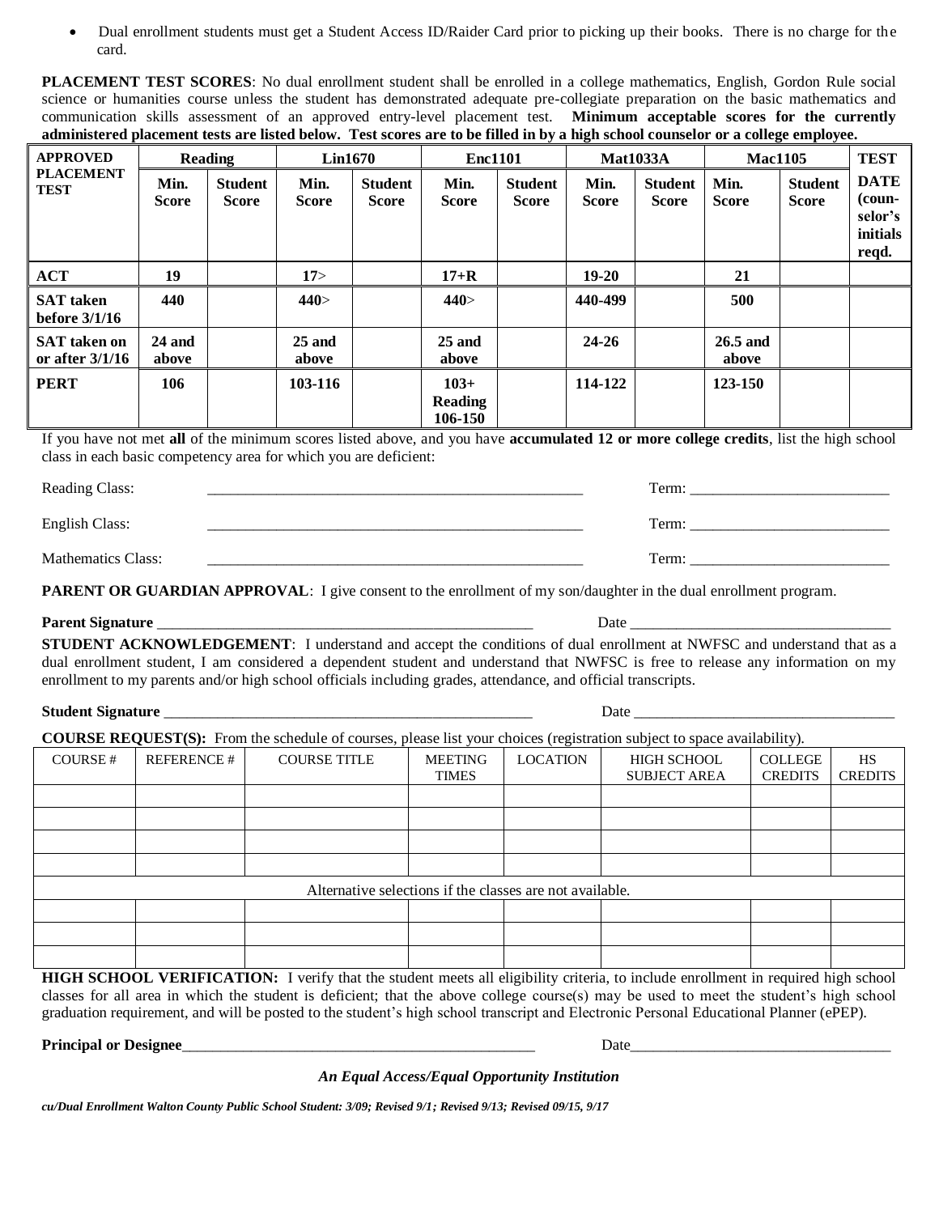- Dual enrollment students must get a Student Access ID/Raider Card prior to picking up their books. There is no charge for the card.

**PLACEMENT TEST SCORES**: No dual enrollment student shall be enrolled in a college mathematics, English, Gordon Rule social science or humanities course unless the student has demonstrated adequate pre-collegiate preparation on the basic mathematics and communication skills assessment of an approved entry-level placement test. **Minimum acceptable scores for the currently administered placement tests are listed below. Test scores are to be filled in by a high school counselor or a college employee.**

| APPROVED PLACEMENT TEST | Reading | | Lin1670 | | Enc1101 | | Mat1033A | | Mac1105 | | TEST |
|---|---|---|---|---|---|---|---|---|---|---|---|
| | Min. Score | Student Score | Min. Score | Student Score | Min. Score | Student Score | Min. Score | Student Score | Min. Score | Student Score | DATE (counselor's initials reqd. |
| ACT | 19 | | 17> | | 17+R | | 19-20 | | 21 | | |
| SAT taken before 3/1/16 | 440 | | 440> | | 440> | | 440-499 | | 500 | | |
| SAT taken on or after 3/1/16 | 24 and above | | 25 and above | | 25 and above | | 24-26 | | 26.5 and above | | |
| PERT | 106 | | 103-116 | | 103+ Reading 106-150 | | 114-122 | | 123-150 | | |

If you have not met **all** of the minimum scores listed above, and you have **accumulated 12 or more college credits**, list the high school class in each basic competency area for which you are deficient:

Reading Class: ____________________________________________ Term: ________________________

English Class: ____________________________________________ Term: ________________________

Mathematics Class: ____________________________________________ Term: ________________________

**PARENT OR GUARDIAN APPROVAL**: I give consent to the enrollment of my son/daughter in the dual enrollment program.

**Parent Signature** ____________________________________________ Date ________________________________

**STUDENT ACKNOWLEDGEMENT**: I understand and accept the conditions of dual enrollment at NWFSC and understand that as a dual enrollment student, I am considered a dependent student and understand that NWFSC is free to release any information on my enrollment to my parents and/or high school officials including grades, attendance, and official transcripts.

**Student Signature** ____________________________________________ Date ________________________________

**COURSE REQUEST(S):** From the schedule of courses, please list your choices (registration subject to space availability).

| COURSE # | REFERENCE # | COURSE TITLE | MEETING TIMES | LOCATION | HIGH SCHOOL SUBJECT AREA | COLLEGE CREDITS | HS CREDITS |
|---|---|---|---|---|---|---|---|
| | | | | | | | |
| | | | | | | | |
| | | | | | | | |
| | | | | | | | |
| Alternative selections if the classes are not available. | | | | | | | |
| | | | | | | | |
| | | | | | | | |
| | | | | | | | |

**HIGH SCHOOL VERIFICATION:** I verify that the student meets all eligibility criteria, to include enrollment in required high school classes for all area in which the student is deficient; that the above college course(s) may be used to meet the student's high school graduation requirement, and will be posted to the student's high school transcript and Electronic Personal Educational Planner (ePEP).

**Principal or Designee**____________________________________________ Date________________________________

***An Equal Access/Equal Opportunity Institution***

***cu/Dual Enrollment Walton County Public School Student: 3/09; Revised 9/1; Revised 9/13; Revised 09/15, 9/17***